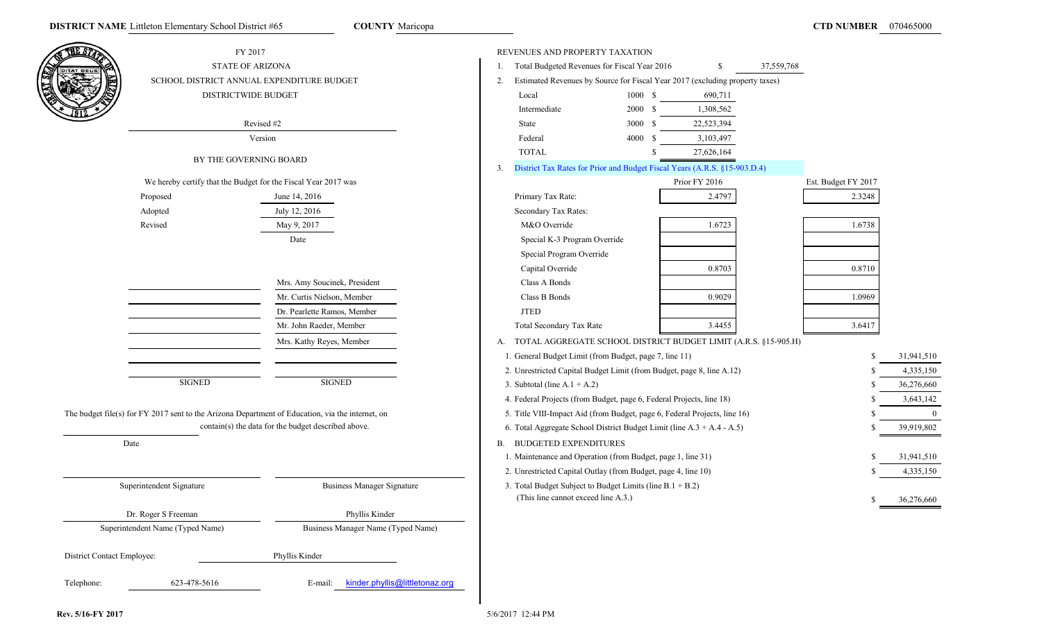**DISTRICT NAME** Littleton Elementary School District #65 **COUNTY** Maricopa **CTD NUMBER** 070465000

FY 2017
STATE OF ARIZONA
SCHOOL DISTRICT ANNUAL EXPENDITURE BUDGET
DISTRICTWIDE BUDGET

Revised #2
Version

BY THE GOVERNING BOARD

We hereby certify that the Budget for the Fiscal Year 2017 was

| | Date |
|---|---|
| Proposed | June 14, 2016 |
| Adopted | July 12, 2016 |
| Revised | May 9, 2017 |

| SIGNED | SIGNED |
|---|---|
| | Mrs. Amy Soucinek, President |
| | Mr. Curtis Nielson, Member |
| | Dr. Pearlette Ramos, Member |
| | Mr. John Raeder, Member |
| | Mrs. Kathy Reyes, Member |

The budget file(s) for FY 2017 sent to the Arizona Department of Education, via the internet, on ______________ contain(s) the data for the budget described above.

Date

Superintendent Signature — Business Manager Signature

Dr. Roger S Freeman — Phyllis Kinder
Superintendent Name (Typed Name) — Business Manager Name (Typed Name)

District Contact Employee: Phyllis Kinder

Telephone: 623-478-5616 E-mail: kinder.phyllis@littletonaz.org

REVENUES AND PROPERTY TAXATION

1. Total Budgeted Revenues for Fiscal Year 2016 $ 37,559,768
2. Estimated Revenues by Source for Fiscal Year 2017 (excluding property taxes)

| Source | Code | Amount |
|---|---|---|
| Local | 1000 | $ 690,711 |
| Intermediate | 2000 | $ 1,308,562 |
| State | 3000 | $ 22,523,394 |
| Federal | 4000 | $ 3,103,497 |
| TOTAL | | $ 27,626,164 |

3. District Tax Rates for Prior and Budget Fiscal Years (A.R.S. §15-903.D.4)

| | Prior FY 2016 | Est. Budget FY 2017 |
|---|---|---|
| Primary Tax Rate: | 2.4797 | 2.3248 |
| Secondary Tax Rates: | | |
| M&O Override | 1.6723 | 1.6738 |
| Special K-3 Program Override | | |
| Special Program Override | | |
| Capital Override | 0.8703 | 0.8710 |
| Class A Bonds | | |
| Class B Bonds | 0.9029 | 1.0969 |
| JTED | | |
| Total Secondary Tax Rate | 3.4455 | 3.6417 |

A. TOTAL AGGREGATE SCHOOL DISTRICT BUDGET LIMIT (A.R.S. §15-905.H)

| | |
|---|---|
| 1. General Budget Limit (from Budget, page 7, line 11) | $ 31,941,510 |
| 2. Unrestricted Capital Budget Limit (from Budget, page 8, line A.12) | $ 4,335,150 |
| 3. Subtotal (line A.1 + A.2) | $ 36,276,660 |
| 4. Federal Projects (from Budget, page 6, Federal Projects, line 18) | $ 3,643,142 |
| 5. Title VIII-Impact Aid (from Budget, page 6, Federal Projects, line 16) | $ 0 |
| 6. Total Aggregate School District Budget Limit (line A.3 + A.4 - A.5) | $ 39,919,802 |

B. BUDGETED EXPENDITURES

| | |
|---|---|
| 1. Maintenance and Operation (from Budget, page 1, line 31) | $ 31,941,510 |
| 2. Unrestricted Capital Outlay (from Budget, page 4, line 10) | $ 4,335,150 |
| 3. Total Budget Subject to Budget Limits (line B.1 + B.2) (This line cannot exceed line A.3.) | $ 36,276,660 |

Rev. 5/16-FY 2017 5/6/2017 12:44 PM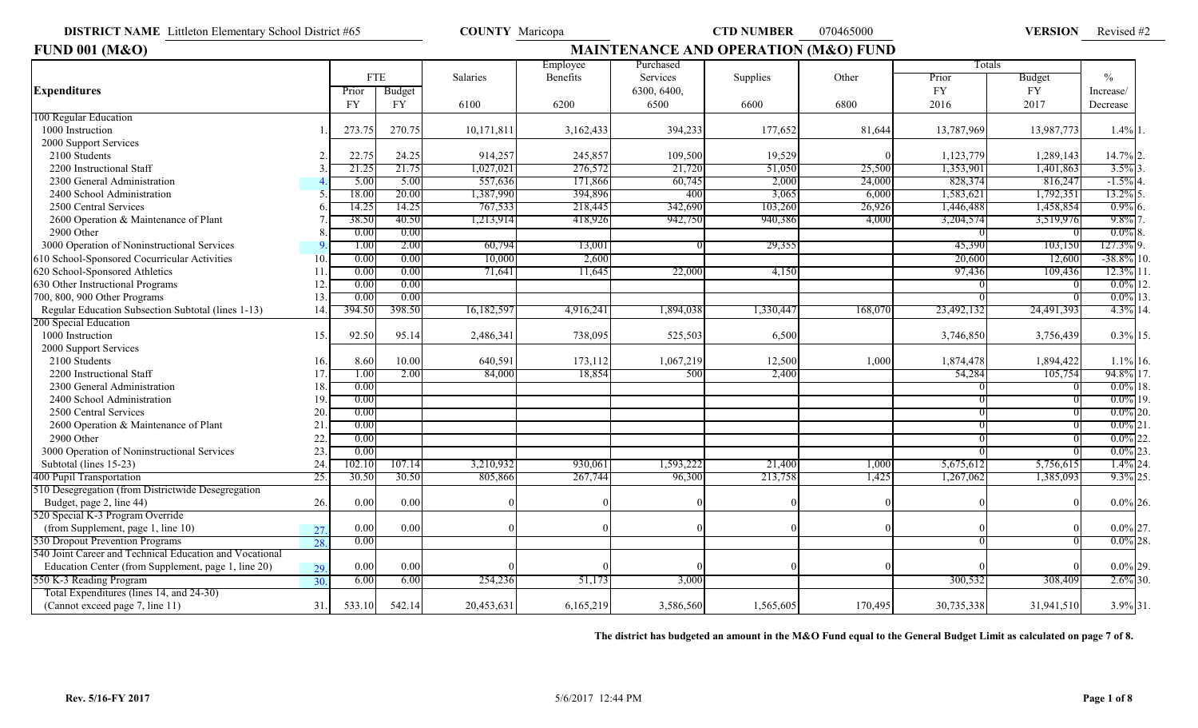**DISTRICT NAME** Littleton Elementary School District #65 **COUNTY** Maricopa **CTD NUMBER** 070465000 **VERSION** Revised #2

## FUND 001 (M&O)

## MAINTENANCE AND OPERATION (M&O) FUND

| Expenditures | | FTE Prior FY | FTE Budget FY | Salaries 6100 | Employee Benefits 6200 | Purchased Services 6300, 6400, 6500 | Supplies 6600 | Other 6800 | Totals Prior FY 2016 | Totals Budget FY 2017 | % Increase/ Decrease | |
|---|---|---|---|---|---|---|---|---|---|---|---|---|
| 100 Regular Education | | | | | | | | | | | | |
| 1000 Instruction | 1. | 273.75 | 270.75 | 10,171,811 | 3,162,433 | 394,233 | 177,652 | 81,644 | 13,787,969 | 13,987,773 | 1.4% | 1. |
| 2000 Support Services | | | | | | | | | | | | |
| 2100 Students | 2. | 22.75 | 24.25 | 914,257 | 245,857 | 109,500 | 19,529 | 0 | 1,123,779 | 1,289,143 | 14.7% | 2. |
| 2200 Instructional Staff | 3. | 21.25 | 21.75 | 1,027,021 | 276,572 | 21,720 | 51,050 | 25,500 | 1,353,901 | 1,401,863 | 3.5% | 3. |
| 2300 General Administration | 4. | 5.00 | 5.00 | 557,636 | 171,866 | 60,745 | 2,000 | 24,000 | 828,374 | 816,247 | -1.5% | 4. |
| 2400 School Administration | 5. | 18.00 | 20.00 | 1,387,990 | 394,896 | 400 | 3,065 | 6,000 | 1,583,621 | 1,792,351 | 13.2% | 5. |
| 2500 Central Services | 6. | 14.25 | 14.25 | 767,533 | 218,445 | 342,690 | 103,260 | 26,926 | 1,446,488 | 1,458,854 | 0.9% | 6. |
| 2600 Operation & Maintenance of Plant | 7. | 38.50 | 40.50 | 1,213,914 | 418,926 | 942,750 | 940,386 | 4,000 | 3,204,574 | 3,519,976 | 9.8% | 7. |
| 2900 Other | 8. | 0.00 | 0.00 | | | | | | 0 | 0 | 0.0% | 8. |
| 3000 Operation of Noninstructional Services | 9. | 1.00 | 2.00 | 60,794 | 13,001 | 0 | 29,355 | | 45,390 | 103,150 | 127.3% | 9. |
| 610 School-Sponsored Cocurricular Activities | 10. | 0.00 | 0.00 | 10,000 | 2,600 | | | | 20,600 | 12,600 | -38.8% | 10. |
| 620 School-Sponsored Athletics | 11. | 0.00 | 0.00 | 71,641 | 11,645 | 22,000 | 4,150 | | 97,436 | 109,436 | 12.3% | 11. |
| 630 Other Instructional Programs | 12. | 0.00 | 0.00 | | | | | | 0 | 0 | 0.0% | 12. |
| 700, 800, 900 Other Programs | 13. | 0.00 | 0.00 | | | | | | 0 | 0 | 0.0% | 13. |
| Regular Education Subsection Subtotal (lines 1-13) | 14. | 394.50 | 398.50 | 16,182,597 | 4,916,241 | 1,894,038 | 1,330,447 | 168,070 | 23,492,132 | 24,491,393 | 4.3% | 14. |
| 200 Special Education | | | | | | | | | | | | |
| 1000 Instruction | 15. | 92.50 | 95.14 | 2,486,341 | 738,095 | 525,503 | 6,500 | | 3,746,850 | 3,756,439 | 0.3% | 15. |
| 2000 Support Services | | | | | | | | | | | | |
| 2100 Students | 16. | 8.60 | 10.00 | 640,591 | 173,112 | 1,067,219 | 12,500 | 1,000 | 1,874,478 | 1,894,422 | 1.1% | 16. |
| 2200 Instructional Staff | 17. | 1.00 | 2.00 | 84,000 | 18,854 | 500 | 2,400 | | 54,284 | 105,754 | 94.8% | 17. |
| 2300 General Administration | 18. | 0.00 | | | | | | | 0 | 0 | 0.0% | 18. |
| 2400 School Administration | 19. | 0.00 | | | | | | | 0 | 0 | 0.0% | 19. |
| 2500 Central Services | 20. | 0.00 | | | | | | | 0 | 0 | 0.0% | 20. |
| 2600 Operation & Maintenance of Plant | 21. | 0.00 | | | | | | | 0 | 0 | 0.0% | 21. |
| 2900 Other | 22. | 0.00 | | | | | | | 0 | 0 | 0.0% | 22. |
| 3000 Operation of Noninstructional Services | 23. | 0.00 | | | | | | | 0 | 0 | 0.0% | 23. |
| Subtotal (lines 15-23) | 24. | 102.10 | 107.14 | 3,210,932 | 930,061 | 1,593,222 | 21,400 | 1,000 | 5,675,612 | 5,756,615 | 1.4% | 24. |
| 400 Pupil Transportation | 25. | 30.50 | 30.50 | 805,866 | 267,744 | 96,300 | 213,758 | 1,425 | 1,267,062 | 1,385,093 | 9.3% | 25. |
| 510 Desegregation (from Districtwide Desegregation Budget, page 2, line 44) | 26. | 0.00 | 0.00 | 0 | 0 | 0 | 0 | 0 | 0 | 0 | 0.0% | 26. |
| 520 Special K-3 Program Override (from Supplement, page 1, line 10) | 27. | 0.00 | 0.00 | 0 | 0 | 0 | 0 | 0 | 0 | 0 | 0.0% | 27. |
| 530 Dropout Prevention Programs | 28. | 0.00 | | | | | | | 0 | 0 | 0.0% | 28. |
| 540 Joint Career and Technical Education and Vocational Education Center (from Supplement, page 1, line 20) | 29. | 0.00 | 0.00 | 0 | 0 | 0 | 0 | 0 | 0 | 0 | 0.0% | 29. |
| 550 K-3 Reading Program | 30. | 6.00 | 6.00 | 254,236 | 51,173 | 3,000 | | | 300,532 | 308,409 | 2.6% | 30. |
| Total Expenditures (lines 14, and 24-30) (Cannot exceed page 7, line 11) | 31. | 533.10 | 542.14 | 20,453,631 | 6,165,219 | 3,586,560 | 1,565,605 | 170,495 | 30,735,338 | 31,941,510 | 3.9% | 31. |

**The district has budgeted an amount in the M&O Fund equal to the General Budget Limit as calculated on page 7 of 8.**

**Rev. 5/16-FY 2017** 5/6/2017 12:44 PM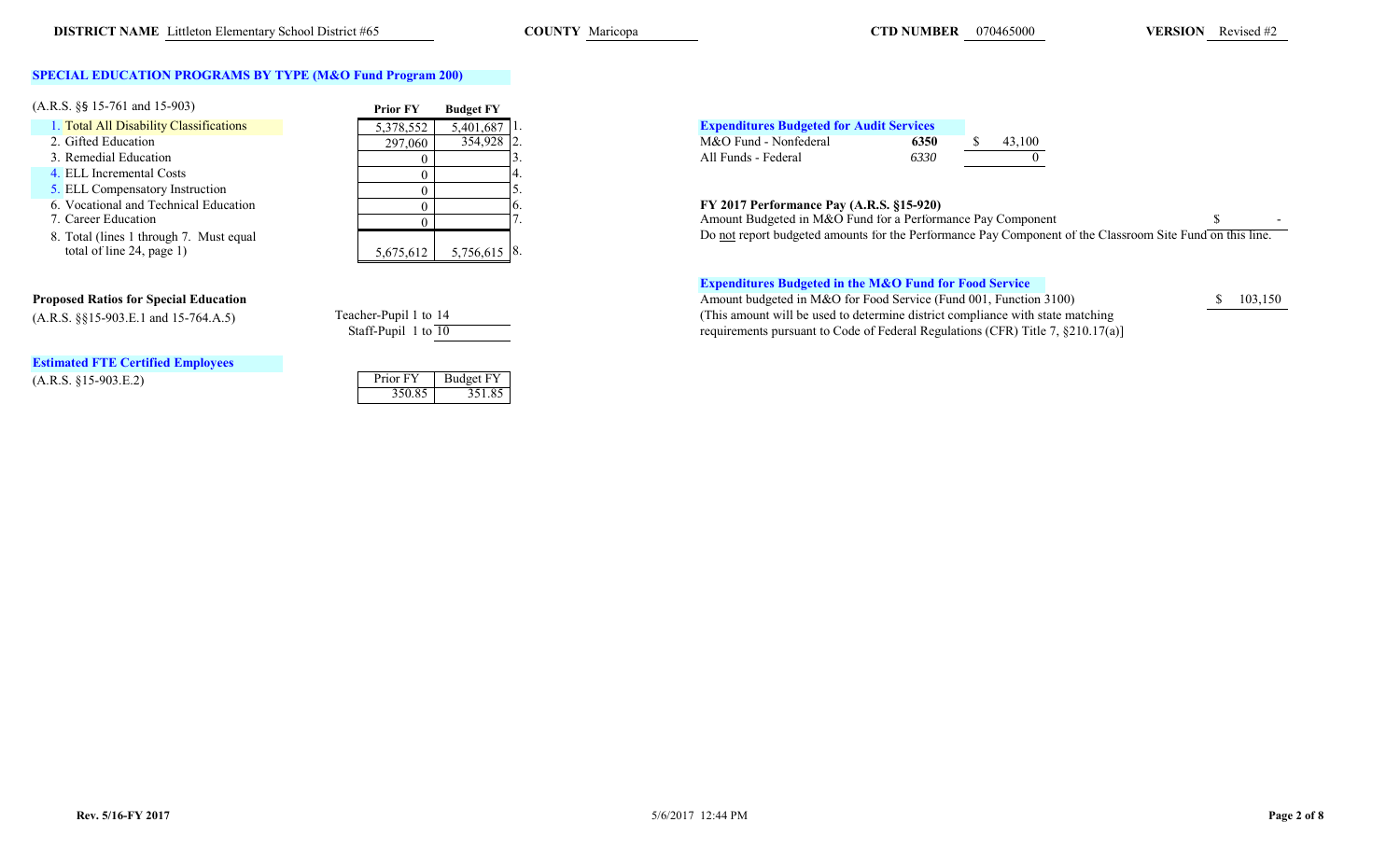**DISTRICT NAME** Littleton Elementary School District #65 **COUNTY** Maricopa **CTD NUMBER** 070465000 **VERSION** Revised #2

## SPECIAL EDUCATION PROGRAMS BY TYPE (M&O Fund Program 200)

(A.R.S. §§ 15-761 and 15-903)

| | Prior FY | Budget FY | |
|---|---|---|---|
| 1. Total All Disability Classifications | 5,378,552 | 5,401,687 | 1. |
| 2. Gifted Education | 297,060 | 354,928 | 2. |
| 3. Remedial Education | 0 | | 3. |
| 4. ELL Incremental Costs | 0 | | 4. |
| 5. ELL Compensatory Instruction | 0 | | 5. |
| 6. Vocational and Technical Education | 0 | | 6. |
| 7. Career Education | 0 | | 7. |
| 8. Total (lines 1 through 7. Must equal total of line 24, page 1) | 5,675,612 | 5,756,615 | 8. |

**Proposed Ratios for Special Education**
(A.R.S. §§15-903.E.1 and 15-764.A.5)

Teacher-Pupil 1 to 14
Staff-Pupil 1 to 10

**Estimated FTE Certified Employees**
(A.R.S. §15-903.E.2)

| Prior FY | Budget FY |
|---|---|
| 350.85 | 351.85 |

**Expenditures Budgeted for Audit Services**

| | | |
|---|---|---|
| M&O Fund - Nonfederal | **6350** | $ 43,100 |
| All Funds - Federal | *6330* | 0 |

**FY 2017 Performance Pay (A.R.S. §15-920)**

Amount Budgeted in M&O Fund for a Performance Pay Component $ -

Do not report budgeted amounts for the Performance Pay Component of the Classroom Site Fund on this line.

**Expenditures Budgeted in the M&O Fund for Food Service**

Amount budgeted in M&O for Food Service (Fund 001, Function 3100) $ 103,150

(This amount will be used to determine district compliance with state matching requirements pursuant to Code of Federal Regulations (CFR) Title 7, §210.17(a)]

Rev. 5/16-FY 2017 5/6/2017 12:44 PM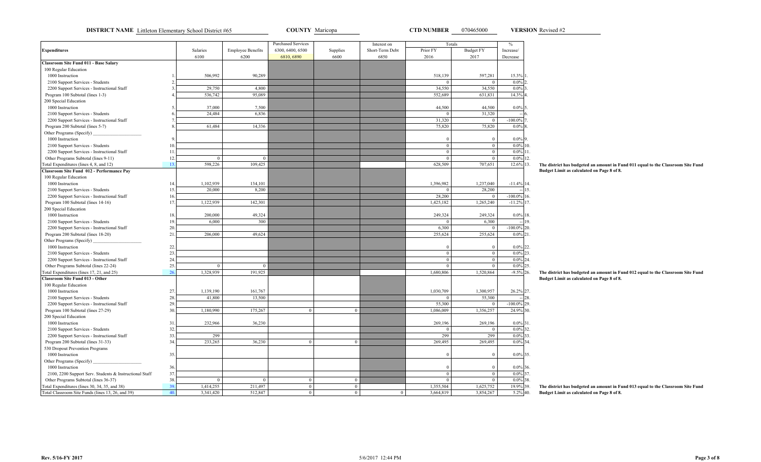**DISTRICT NAME** Littleton Elementary School District #65 **COUNTY** Maricopa **CTD NUMBER** 070465000 **VERSION** Revised #2

| Expenditures | | Salaries 6100 | Employee Benefits 6200 | Purchased Services 6300, 6400, 6500 6810, 6890 | Supplies 6600 | Interest on Short-Term Debt 6850 | Totals Prior FY 2016 | Budget FY 2017 | % Increase/ Decrease | |
|---|---|---|---|---|---|---|---|---|---|---|
| **Classroom Site Fund 011 - Base Salary** | | | | | | | | | | |
| 100 Regular Education | | | | | | | | | | |
| 1000 Instruction | 1. | 506,992 | 90,289 | | | | 518,139 | 597,281 | 15.3% | 1. |
| 2100 Support Services - Students | 2. | | | | | | 0 | 0 | 0.0% | 2. |
| 2200 Support Services - Instructional Staff | 3. | 29,750 | 4,800 | | | | 34,550 | 34,550 | 0.0% | 3. |
| Program 100 Subtotal (lines 1-3) | 4. | 536,742 | 95,089 | | | | 552,689 | 631,831 | 14.3% | 4. |
| 200 Special Education | | | | | | | | | | |
| 1000 Instruction | 5. | 37,000 | 7,500 | | | | 44,500 | 44,500 | 0.0% | 5. |
| 2100 Support Services - Students | 6. | 24,484 | 6,836 | | | | 0 | 31,320 | -- | 6. |
| 2200 Support Services - Instructional Staff | 7. | | | | | | 31,320 | 0 | -100.0% | 7. |
| Program 200 Subtotal (lines 5-7) | 8. | 61,484 | 14,336 | | | | 75,820 | 75,820 | 0.0% | 8. |
| Other Programs (Specify) ____________ | | | | | | | | | | |
| 1000 Instruction | 9. | | | | | | 0 | 0 | 0.0% | 9. |
| 2100 Support Services - Students | 10. | | | | | | 0 | 0 | 0.0% | 10. |
| 2200 Support Services - Instructional Staff | 11. | | | | | | 0 | 0 | 0.0% | 11. |
| Other Programs Subtotal (lines 9-11) | 12. | 0 | 0 | | | | 0 | 0 | 0.0% | 12. |
| Total Expenditures (lines 4, 8, and 12) | 13. | 598,226 | 109,425 | | | | 628,509 | 707,651 | 12.6% | 13. |
| **Classroom Site Fund 012 - Performance Pay** | | | | | | | | | | |
| 100 Regular Education | | | | | | | | | | |
| 1000 Instruction | 14. | 1,102,939 | 134,101 | | | | 1,396,982 | 1,237,040 | -11.4% | 14. |
| 2100 Support Services - Students | 15. | 20,000 | 8,200 | | | | 0 | 28,200 | -- | 15. |
| 2200 Support Services - Instructional Staff | 16. | | | | | | 28,200 | 0 | -100.0% | 16. |
| Program 100 Subtotal (lines 14-16) | 17. | 1,122,939 | 142,301 | | | | 1,425,182 | 1,265,240 | -11.2% | 17. |
| 200 Special Education | | | | | | | | | | |
| 1000 Instruction | 18. | 200,000 | 49,324 | | | | 249,324 | 249,324 | 0.0% | 18. |
| 2100 Support Services - Students | 19. | 6,000 | 300 | | | | 0 | 6,300 | -- | 19. |
| 2200 Support Services - Instructional Staff | 20. | | | | | | 6,300 | 0 | -100.0% | 20. |
| Program 200 Subtotal (lines 18-20) | 21. | 206,000 | 49,624 | | | | 255,624 | 255,624 | 0.0% | 21. |
| Other Programs (Specify) ____________ | | | | | | | | | | |
| 1000 Instruction | 22. | | | | | | 0 | 0 | 0.0% | 22. |
| 2100 Support Services - Students | 23. | | | | | | 0 | 0 | 0.0% | 23. |
| 2200 Support Services - Instructional Staff | 24. | | | | | | 0 | 0 | 0.0% | 24. |
| Other Programs Subtotal (lines 22-24) | 25. | 0 | 0 | | | | 0 | 0 | 0.0% | 25. |
| Total Expenditures (lines 17, 21, and 25) | 26. | 1,328,939 | 191,925 | | | | 1,680,806 | 1,520,864 | -9.5% | 26. |
| **Classroom Site Fund 013 - Other** | | | | | | | | | | |
| 100 Regular Education | | | | | | | | | | |
| 1000 Instruction | 27. | 1,139,190 | 161,767 | | | | 1,030,709 | 1,300,957 | 26.2% | 27. |
| 2100 Support Services - Students | 28. | 41,800 | 13,500 | | | | 0 | 55,300 | -- | 28. |
| 2200 Support Services - Instructional Staff | 29. | | | | | | 55,300 | 0 | -100.0% | 29. |
| Program 100 Subtotal (lines 27-29) | 30. | 1,180,990 | 175,267 | 0 | 0 | | 1,086,009 | 1,356,257 | 24.9% | 30. |
| 200 Special Education | | | | | | | | | | |
| 1000 Instruction | 31. | 232,966 | 36,230 | | | | 269,196 | 269,196 | 0.0% | 31. |
| 2100 Support Services - Students | 32. | | | | | | 0 | 0 | 0.0% | 32. |
| 2200 Support Services - Instructional Staff | 33. | 299 | | | | | 299 | 299 | 0.0% | 33. |
| Program 200 Subtotal (lines 31-33) | 34. | 233,265 | 36,230 | 0 | 0 | | 269,495 | 269,495 | 0.0% | 34. |
| 530 Dropout Prevention Programs | | | | | | | | | | |
| 1000 Instruction | 35. | | | | | | 0 | 0 | 0.0% | 35. |
| Other Programs (Specify) ____________ | | | | | | | | | | |
| 1000 Instruction | 36. | | | | | | 0 | 0 | 0.0% | 36. |
| 2100, 2200 Support Serv. Students & Instructional Staff | 37. | | | | | | 0 | 0 | 0.0% | 37. |
| Other Programs Subtotal (lines 36-37) | 38. | 0 | 0 | 0 | 0 | | 0 | 0 | 0.0% | 38. |
| Total Expenditures (lines 30, 34, 35, and 38) | 39. | 1,414,255 | 211,497 | 0 | 0 | | 1,355,504 | 1,625,752 | 19.9% | 39. |
| Total Classroom Site Funds (lines 13, 26, and 39) | 40. | 3,341,420 | 512,847 | 0 | 0 | 0 | 3,664,819 | 3,854,267 | 5.2% | 40. |

**The district has budgeted an amount in Fund 011 equal to the Classroom Site Fund Budget Limit as calculated on Page 8 of 8.**

**The district has budgeted an amount in Fund 012 equal to the Classroom Site Fund Budget Limit as calculated on Page 8 of 8.**

**The district has budgeted an amount in Fund 013 equal to the Classroom Site Fund Budget Limit as calculated on Page 8 of 8.**

Rev. 5/16-FY 2017 5/6/2017 12:44 PM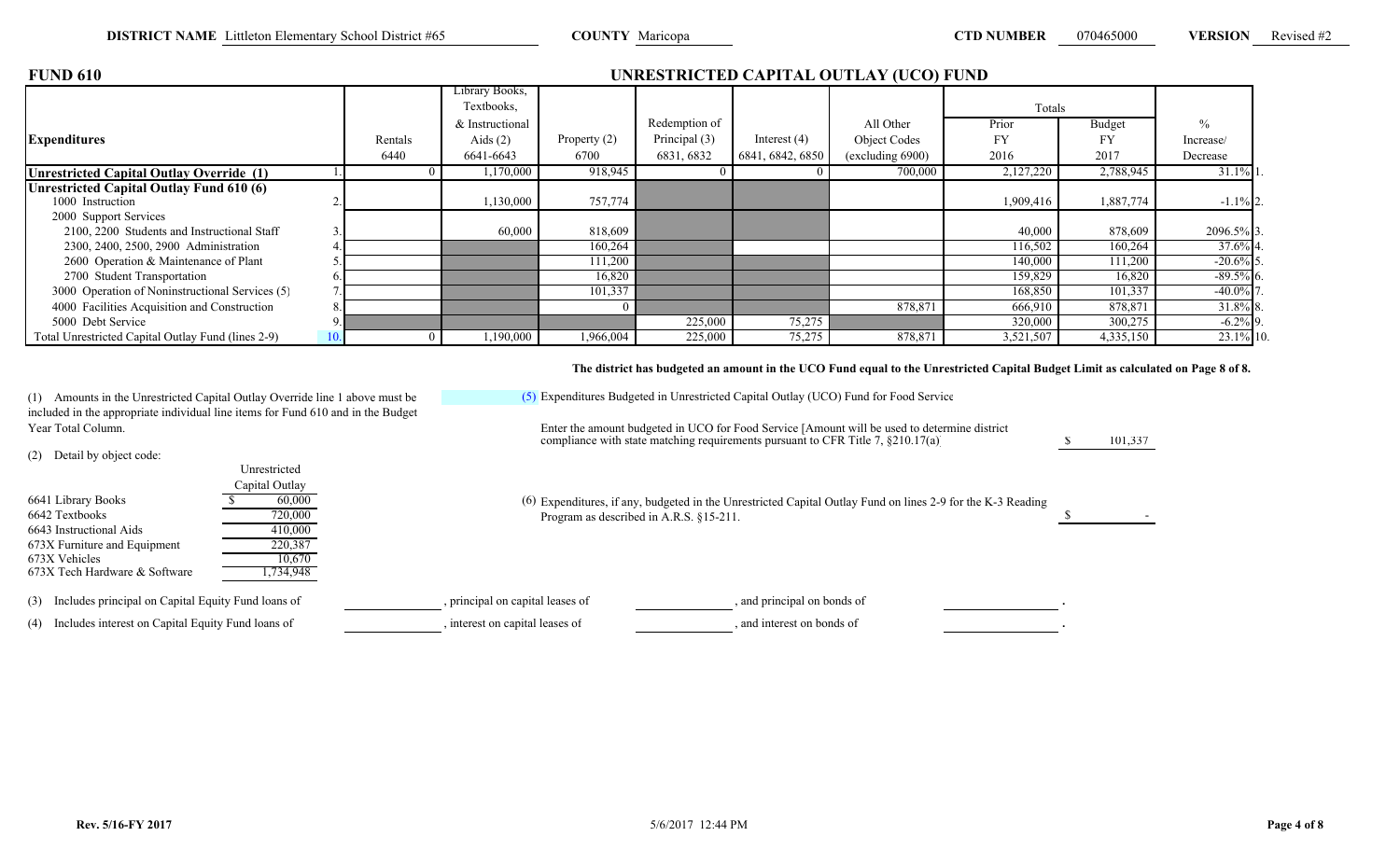**DISTRICT NAME** Littleton Elementary School District #65 **COUNTY** Maricopa **CTD NUMBER** 070465000 **VERSION** Revised #2

## FUND 610

## UNRESTRICTED CAPITAL OUTLAY (UCO) FUND

| Expenditures | | Rentals 6440 | Library Books, Textbooks, & Instructional Aids (2) 6641-6643 | Property (2) 6700 | Redemption of Principal (3) 6831, 6832 | Interest (4) 6841, 6842, 6850 | All Other Object Codes (excluding 6900) | Totals Prior FY 2016 | Totals Budget FY 2017 | % Increase/ Decrease | |
|---|---|---|---|---|---|---|---|---|---|---|---|
| **Unrestricted Capital Outlay Override (1)** | 1. | 0 | 1,170,000 | 918,945 | 0 | 0 | 700,000 | 2,127,220 | 2,788,945 | 31.1% | 1. |
| **Unrestricted Capital Outlay Fund 610 (6)** | | | | | | | | | | | |
| 1000 Instruction | 2. | | 1,130,000 | 757,774 | | | | 1,909,416 | 1,887,774 | -1.1% | 2. |
| 2000 Support Services | | | | | | | | | | | |
| 2100, 2200 Students and Instructional Staff | 3. | | 60,000 | 818,609 | | | | 40,000 | 878,609 | 2096.5% | 3. |
| 2300, 2400, 2500, 2900 Administration | 4. | | | 160,264 | | | | 116,502 | 160,264 | 37.6% | 4. |
| 2600 Operation & Maintenance of Plant | 5. | | | 111,200 | | | | 140,000 | 111,200 | -20.6% | 5. |
| 2700 Student Transportation | 6. | | | 16,820 | | | | 159,829 | 16,820 | -89.5% | 6. |
| 3000 Operation of Noninstructional Services (5) | 7. | | | 101,337 | | | | 168,850 | 101,337 | -40.0% | 7. |
| 4000 Facilities Acquisition and Construction | 8. | | | 0 | | | 878,871 | 666,910 | 878,871 | 31.8% | 8. |
| 5000 Debt Service | 9. | | | | 225,000 | 75,275 | | 320,000 | 300,275 | -6.2% | 9. |
| Total Unrestricted Capital Outlay Fund (lines 2-9) | 10. | 0 | 1,190,000 | 1,966,004 | 225,000 | 75,275 | 878,871 | 3,521,507 | 4,335,150 | 23.1% | 10. |

**The district has budgeted an amount in the UCO Fund equal to the Unrestricted Capital Budget Limit as calculated on Page 8 of 8.**

(1) Amounts in the Unrestricted Capital Outlay Override line 1 above must be included in the appropriate individual line items for Fund 610 and in the Budget Year Total Column.

(2) Detail by object code:

| | Unrestricted Capital Outlay |
|---|---|
| 6641 Library Books | $ 60,000 |
| 6642 Textbooks | 720,000 |
| 6643 Instructional Aids | 410,000 |
| 673X Furniture and Equipment | 220,387 |
| 673X Vehicles | 10,670 |
| 673X Tech Hardware & Software | 1,734,948 |

(3) Includes principal on Capital Equity Fund loans of \_\_\_\_\_\_, principal on capital leases of \_\_\_\_\_\_, and principal on bonds of \_\_\_\_\_\_.

(4) Includes interest on Capital Equity Fund loans of \_\_\_\_\_\_, interest on capital leases of \_\_\_\_\_\_, and interest on bonds of \_\_\_\_\_\_.

(5) Expenditures Budgeted in Unrestricted Capital Outlay (UCO) Fund for Food Service

Enter the amount budgeted in UCO for Food Service [Amount will be used to determine district compliance with state matching requirements pursuant to CFR Title 7, §210.17(a)] $ 101,337

(6) Expenditures, if any, budgeted in the Unrestricted Capital Outlay Fund on lines 2-9 for the K-3 Reading Program as described in A.R.S. §15-211. $ -

Rev. 5/16-FY 2017 5/6/2017 12:44 PM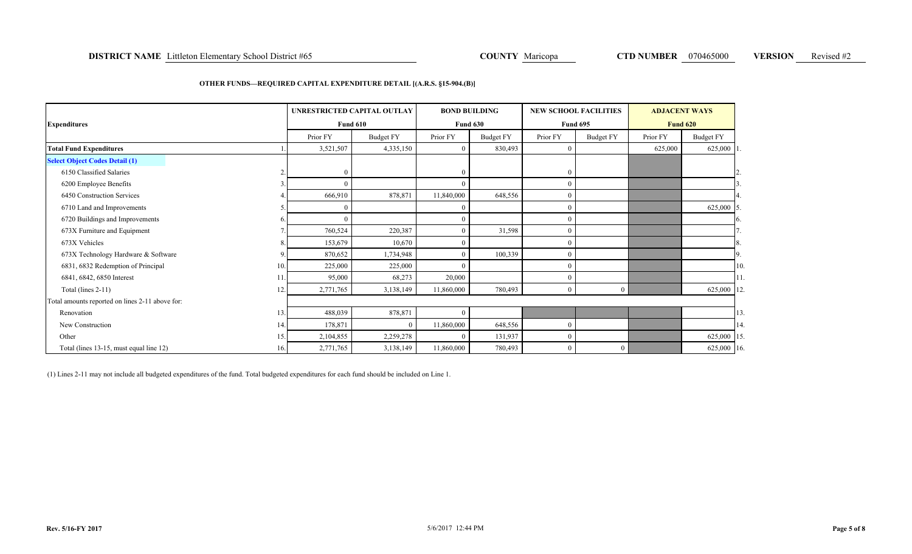**DISTRICT NAME** Littleton Elementary School District #65 **COUNTY** Maricopa **CTD NUMBER** 070465000 **VERSION** Revised #2

**OTHER FUNDS—REQUIRED CAPITAL EXPENDITURE DETAIL [(A.R.S. §15-904.(B)]**

| Expenditures | | UNRESTRICTED CAPITAL OUTLAY Fund 610 | | BOND BUILDING Fund 630 | | NEW SCHOOL FACILITIES Fund 695 | | ADJACENT WAYS Fund 620 | | |
|---|---|---|---|---|---|---|---|---|---|---|
| | | Prior FY | Budget FY | Prior FY | Budget FY | Prior FY | Budget FY | Prior FY | Budget FY | |
| **Total Fund Expenditures** | 1. | 3,521,507 | 4,335,150 | 0 | 830,493 | 0 | | 625,000 | 625,000 | 1. |
| **Select Object Codes Detail (1)** | | | | | | | | | | |
| 6150 Classified Salaries | 2. | 0 | | 0 | | 0 | | | | 2. |
| 6200 Employee Benefits | 3. | 0 | | 0 | | 0 | | | | 3. |
| 6450 Construction Services | 4. | 666,910 | 878,871 | 11,840,000 | 648,556 | 0 | | | | 4. |
| 6710 Land and Improvements | 5. | 0 | | 0 | | 0 | | | 625,000 | 5. |
| 6720 Buildings and Improvements | 6. | 0 | | 0 | | 0 | | | | 6. |
| 673X Furniture and Equipment | 7. | 760,524 | 220,387 | 0 | 31,598 | 0 | | | | 7. |
| 673X Vehicles | 8. | 153,679 | 10,670 | 0 | | 0 | | | | 8. |
| 673X Technology Hardware & Software | 9. | 870,652 | 1,734,948 | 0 | 100,339 | 0 | | | | 9. |
| 6831, 6832 Redemption of Principal | 10. | 225,000 | 225,000 | 0 | | 0 | | | | 10. |
| 6841, 6842, 6850 Interest | 11. | 95,000 | 68,273 | 20,000 | | 0 | | | | 11. |
| Total (lines 2-11) | 12. | 2,771,765 | 3,138,149 | 11,860,000 | 780,493 | 0 | 0 | | 625,000 | 12. |
| Total amounts reported on lines 2-11 above for: | | | | | | | | | | |
| Renovation | 13. | 488,039 | 878,871 | 0 | | | | | | 13. |
| New Construction | 14. | 178,871 | 0 | 11,860,000 | 648,556 | 0 | | | | 14. |
| Other | 15. | 2,104,855 | 2,259,278 | 0 | 131,937 | 0 | | | 625,000 | 15. |
| Total (lines 13-15, must equal line 12) | 16. | 2,771,765 | 3,138,149 | 11,860,000 | 780,493 | 0 | 0 | | 625,000 | 16. |

(1) Lines 2-11 may not include all budgeted expenditures of the fund. Total budgeted expenditures for each fund should be included on Line 1.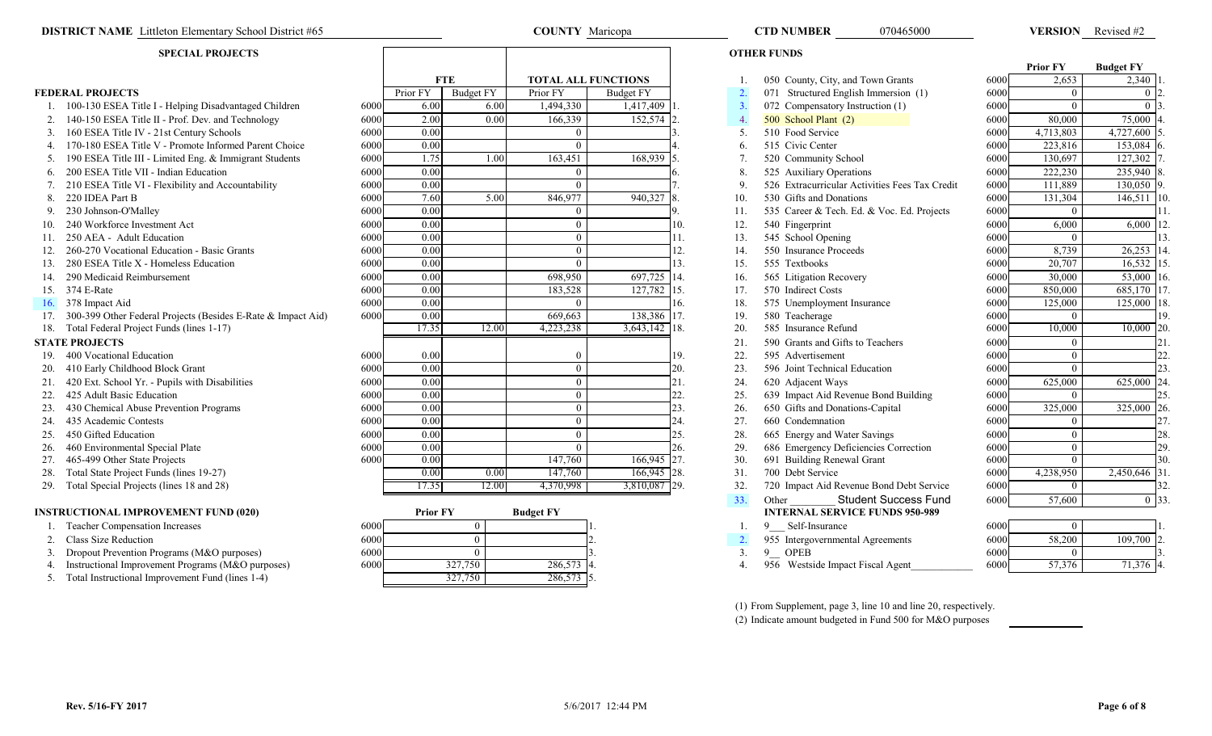**DISTRICT NAME** Littleton Elementary School District #65 **COUNTY** Maricopa **CTD NUMBER** 070465000 **VERSION** Revised #2

## SPECIAL PROJECTS

| | | | FTE | | TOTAL ALL FUNCTIONS | | |
|---|---|---|---|---|---|---|---|
| **FEDERAL PROJECTS** | | | Prior FY | Budget FY | Prior FY | Budget FY | |
| 1. | 100-130 ESEA Title I - Helping Disadvantaged Children | 6000 | 6.00 | 6.00 | 1,494,330 | 1,417,409 | 1. |
| 2. | 140-150 ESEA Title II - Prof. Dev. and Technology | 6000 | 2.00 | 0.00 | 166,339 | 152,574 | 2. |
| 3. | 160 ESEA Title IV - 21st Century Schools | 6000 | 0.00 | | 0 | | 3. |
| 4. | 170-180 ESEA Title V - Promote Informed Parent Choice | 6000 | 0.00 | | 0 | | 4. |
| 5. | 190 ESEA Title III - Limited Eng. & Immigrant Students | 6000 | 1.75 | 1.00 | 163,451 | 168,939 | 5. |
| 6. | 200 ESEA Title VII - Indian Education | 6000 | 0.00 | | 0 | | 6. |
| 7. | 210 ESEA Title VI - Flexibility and Accountability | 6000 | 0.00 | | 0 | | 7. |
| 8. | 220 IDEA Part B | 6000 | 7.60 | 5.00 | 846,977 | 940,327 | 8. |
| 9. | 230 Johnson-O'Malley | 6000 | 0.00 | | 0 | | 9. |
| 10. | 240 Workforce Investment Act | 6000 | 0.00 | | 0 | | 10. |
| 11. | 250 AEA - Adult Education | 6000 | 0.00 | | 0 | | 11. |
| 12. | 260-270 Vocational Education - Basic Grants | 6000 | 0.00 | | 0 | | 12. |
| 13. | 280 ESEA Title X - Homeless Education | 6000 | 0.00 | | 0 | | 13. |
| 14. | 290 Medicaid Reimbursement | 6000 | 0.00 | | 698,950 | 697,725 | 14. |
| 15. | 374 E-Rate | 6000 | 0.00 | | 183,528 | 127,782 | 15. |
| 16. | 378 Impact Aid | 6000 | 0.00 | | 0 | | 16. |
| 17. | 300-399 Other Federal Projects (Besides E-Rate & Impact Aid) | 6000 | 0.00 | | 669,663 | 138,386 | 17. |
| 18. | Total Federal Project Funds (lines 1-17) | | 17.35 | 12.00 | 4,223,238 | 3,643,142 | 18. |
| **STATE PROJECTS** | | | | | | | |
| 19. | 400 Vocational Education | 6000 | 0.00 | | 0 | | 19. |
| 20. | 410 Early Childhood Block Grant | 6000 | 0.00 | | 0 | | 20. |
| 21. | 420 Ext. School Yr. - Pupils with Disabilities | 6000 | 0.00 | | 0 | | 21. |
| 22. | 425 Adult Basic Education | 6000 | 0.00 | | 0 | | 22. |
| 23. | 430 Chemical Abuse Prevention Programs | 6000 | 0.00 | | 0 | | 23. |
| 24. | 435 Academic Contests | 6000 | 0.00 | | 0 | | 24. |
| 25. | 450 Gifted Education | 6000 | 0.00 | | 0 | | 25. |
| 26. | 460 Environmental Special Plate | 6000 | 0.00 | | 0 | | 26. |
| 27. | 465-499 Other State Projects | 6000 | 0.00 | | 147,760 | 166,945 | 27. |
| 28. | Total State Project Funds (lines 19-27) | | 0.00 | 0.00 | 147,760 | 166,945 | 28. |
| 29. | Total Special Projects (lines 18 and 28) | | 17.35 | 12.00 | 4,370,998 | 3,810,087 | 29. |

## INSTRUCTIONAL IMPROVEMENT FUND (020)

| | | | Prior FY | Budget FY | |
|---|---|---|---|---|---|
| 1. | Teacher Compensation Increases | 6000 | 0 | | 1. |
| 2. | Class Size Reduction | 6000 | 0 | | 2. |
| 3. | Dropout Prevention Programs (M&O purposes) | 6000 | 0 | | 3. |
| 4. | Instructional Improvement Programs (M&O purposes) | 6000 | 327,750 | 286,573 | 4. |
| 5. | Total Instructional Improvement Fund (lines 1-4) | | 327,750 | 286,573 | 5. |

## OTHER FUNDS

| | | | Prior FY | Budget FY | |
|---|---|---|---|---|---|
| 1. | 050 County, City, and Town Grants | 6000 | 2,653 | 2,340 | 1. |
| 2. | 071 Structured English Immersion (1) | 6000 | 0 | 0 | 2. |
| 3. | 072 Compensatory Instruction (1) | 6000 | 0 | 0 | 3. |
| 4. | 500 School Plant (2) | 6000 | 80,000 | 75,000 | 4. |
| 5. | 510 Food Service | 6000 | 4,713,803 | 4,727,600 | 5. |
| 6. | 515 Civic Center | 6000 | 223,816 | 153,084 | 6. |
| 7. | 520 Community School | 6000 | 130,697 | 127,302 | 7. |
| 8. | 525 Auxiliary Operations | 6000 | 222,230 | 235,940 | 8. |
| 9. | 526 Extracurricular Activities Fees Tax Credit | 6000 | 111,889 | 130,050 | 9. |
| 10. | 530 Gifts and Donations | 6000 | 131,304 | 146,511 | 10. |
| 11. | 535 Career & Tech. Ed. & Voc. Ed. Projects | 6000 | 0 | | 11. |
| 12. | 540 Fingerprint | 6000 | 6,000 | 6,000 | 12. |
| 13. | 545 School Opening | 6000 | 0 | | 13. |
| 14. | 550 Insurance Proceeds | 6000 | 8,739 | 26,253 | 14. |
| 15. | 555 Textbooks | 6000 | 20,707 | 16,532 | 15. |
| 16. | 565 Litigation Recovery | 6000 | 30,000 | 53,000 | 16. |
| 17. | 570 Indirect Costs | 6000 | 850,000 | 685,170 | 17. |
| 18. | 575 Unemployment Insurance | 6000 | 125,000 | 125,000 | 18. |
| 19. | 580 Teacherage | 6000 | 0 | | 19. |
| 20. | 585 Insurance Refund | 6000 | 10,000 | 10,000 | 20. |
| 21. | 590 Grants and Gifts to Teachers | 6000 | 0 | | 21. |
| 22. | 595 Advertisement | 6000 | 0 | | 22. |
| 23. | 596 Joint Technical Education | 6000 | 0 | | 23. |
| 24. | 620 Adjacent Ways | 6000 | 625,000 | 625,000 | 24. |
| 25. | 639 Impact Aid Revenue Bond Building | 6000 | 0 | | 25. |
| 26. | 650 Gifts and Donations-Capital | 6000 | 325,000 | 325,000 | 26. |
| 27. | 660 Condemnation | 6000 | 0 | | 27. |
| 28. | 665 Energy and Water Savings | 6000 | 0 | | 28. |
| 29. | 686 Emergency Deficiencies Correction | 6000 | 0 | | 29. |
| 30. | 691 Building Renewal Grant | 6000 | 0 | | 30. |
| 31. | 700 Debt Service | 6000 | 4,238,950 | 2,450,646 | 31. |
| 32. | 720 Impact Aid Revenue Bond Debt Service | 6000 | 0 | | 32. |
| 33. | Other Student Success Fund | 6000 | 57,600 | 0 | 33. |
| | **INTERNAL SERVICE FUNDS 950-989** | | | | |
| 1. | 9__ Self-Insurance | 6000 | 0 | | 1. |
| 2. | 955 Intergovernmental Agreements | 6000 | 58,200 | 109,700 | 2. |
| 3. | 9__ OPEB | 6000 | 0 | | 3. |
| 4. | 956 Westside Impact Fiscal Agent | 6000 | 57,376 | 71,376 | 4. |

(1) From Supplement, page 3, line 10 and line 20, respectively.

(2) Indicate amount budgeted in Fund 500 for M&O purposes

Rev. 5/16-FY 2017 5/6/2017 12:44 PM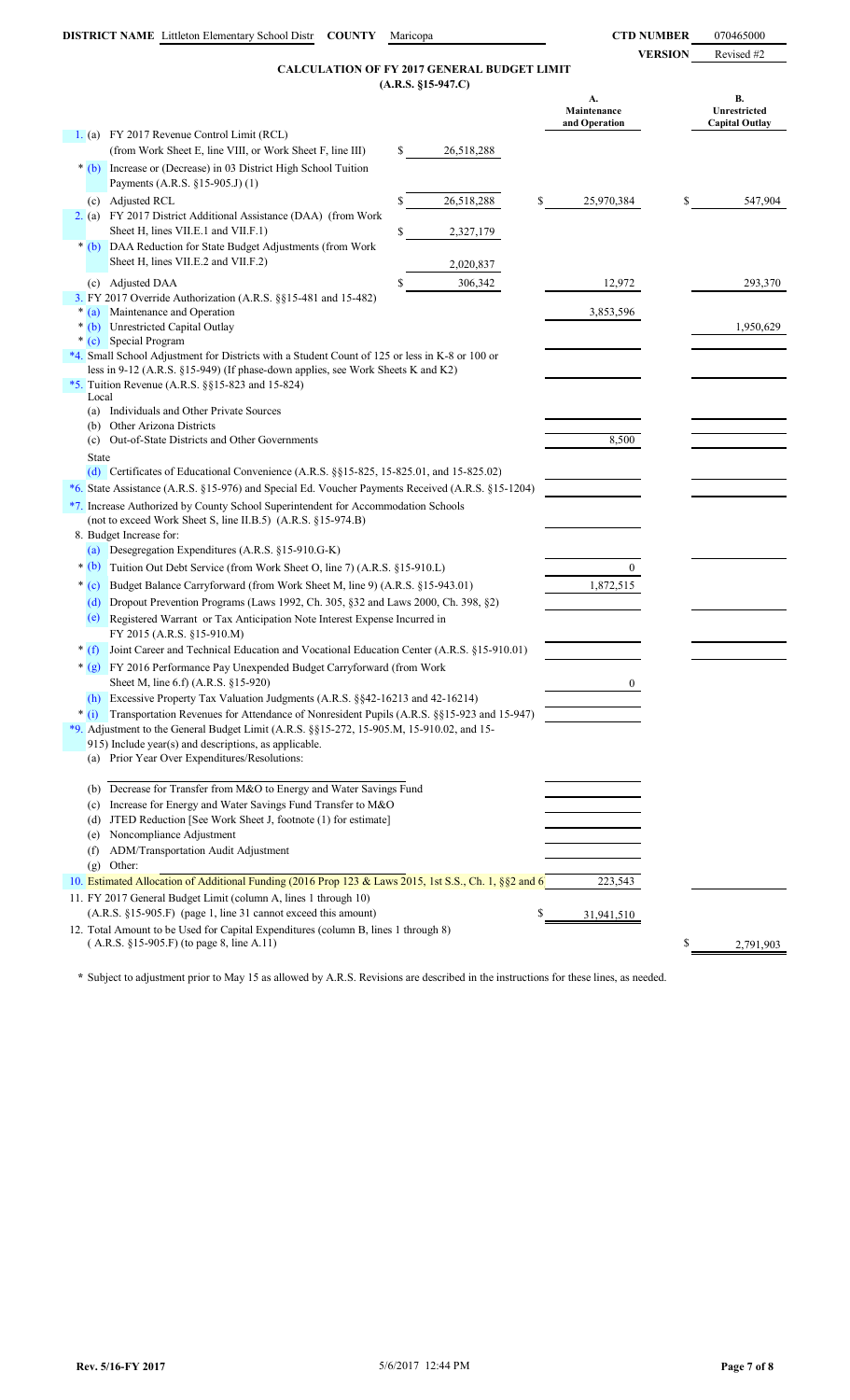**DISTRICT NAME** Littleton Elementary School Distr **COUNTY** Maricopa **CTD NUMBER** 070465000

**VERSION** Revised #2

## CALCULATION OF FY 2017 GENERAL BUDGET LIMIT
### (A.R.S. §15-947.C)

| | | A. Maintenance and Operation | B. Unrestricted Capital Outlay |
|---|---|---|---|
| 1. (a) FY 2017 Revenue Control Limit (RCL) (from Work Sheet E, line VIII, or Work Sheet F, line III) | $ 26,518,288 | | |
| * (b) Increase or (Decrease) in 03 District High School Tuition Payments (A.R.S. §15-905.J) (1) | | | |
| (c) Adjusted RCL | $ 26,518,288 | $ 25,970,384 | $ 547,904 |
| 2. (a) FY 2017 District Additional Assistance (DAA) (from Work Sheet H, lines VII.E.1 and VII.F.1) | $ 2,327,179 | | |
| * (b) DAA Reduction for State Budget Adjustments (from Work Sheet H, lines VII.E.2 and VII.F.2) | 2,020,837 | | |
| (c) Adjusted DAA | $ 306,342 | 12,972 | 293,370 |
| 3. FY 2017 Override Authorization (A.R.S. §§15-481 and 15-482) | | | |
| * (a) Maintenance and Operation | | 3,853,596 | |
| * (b) Unrestricted Capital Outlay | | | 1,950,629 |
| * (c) Special Program | | | |
| *4. Small School Adjustment for Districts with a Student Count of 125 or less in K-8 or 100 or less in 9-12 (A.R.S. §15-949) (If phase-down applies, see Work Sheets K and K2) | | | |
| *5. Tuition Revenue (A.R.S. §§15-823 and 15-824) | | | |
| Local | | | |
| (a) Individuals and Other Private Sources | | | |
| (b) Other Arizona Districts | | | |
| (c) Out-of-State Districts and Other Governments | | 8,500 | |
| State | | | |
| (d) Certificates of Educational Convenience (A.R.S. §§15-825, 15-825.01, and 15-825.02) | | | |
| *6. State Assistance (A.R.S. §15-976) and Special Ed. Voucher Payments Received (A.R.S. §15-1204) | | | |
| *7. Increase Authorized by County School Superintendent for Accommodation Schools (not to exceed Work Sheet S, line II.B.5) (A.R.S. §15-974.B) | | | |
| 8. Budget Increase for: | | | |
| (a) Desegregation Expenditures (A.R.S. §15-910.G-K) | | | |
| * (b) Tuition Out Debt Service (from Work Sheet O, line 7) (A.R.S. §15-910.L) | | 0 | |
| * (c) Budget Balance Carryforward (from Work Sheet M, line 9) (A.R.S. §15-943.01) | | 1,872,515 | |
| (d) Dropout Prevention Programs (Laws 1992, Ch. 305, §32 and Laws 2000, Ch. 398, §2) | | | |
| (e) Registered Warrant or Tax Anticipation Note Interest Expense Incurred in FY 2015 (A.R.S. §15-910.M) | | | |
| * (f) Joint Career and Technical Education and Vocational Education Center (A.R.S. §15-910.01) | | | |
| * (g) FY 2016 Performance Pay Unexpended Budget Carryforward (from Work Sheet M, line 6.f) (A.R.S. §15-920) | | 0 | |
| (h) Excessive Property Tax Valuation Judgments (A.R.S. §§42-16213 and 42-16214) | | | |
| * (i) Transportation Revenues for Attendance of Nonresident Pupils (A.R.S. §§15-923 and 15-947) | | | |
| *9. Adjustment to the General Budget Limit (A.R.S. §§15-272, 15-905.M, 15-910.02, and 15-915) Include year(s) and descriptions, as applicable. | | | |
| (a) Prior Year Over Expenditures/Resolutions: | | | |
| (b) Decrease for Transfer from M&O to Energy and Water Savings Fund | | | |
| (c) Increase for Energy and Water Savings Fund Transfer to M&O | | | |
| (d) JTED Reduction [See Work Sheet J, footnote (1) for estimate] | | | |
| (e) Noncompliance Adjustment | | | |
| (f) ADM/Transportation Audit Adjustment | | | |
| (g) Other: | | | |
| 10. Estimated Allocation of Additional Funding (2016 Prop 123 & Laws 2015, 1st S.S., Ch. 1, §§2 and 6 | | 223,543 | |
| 11. FY 2017 General Budget Limit (column A, lines 1 through 10) (A.R.S. §15-905.F) (page 1, line 31 cannot exceed this amount) | | $ 31,941,510 | |
| 12. Total Amount to be Used for Capital Expenditures (column B, lines 1 through 8) ( A.R.S. §15-905.F) (to page 8, line A.11) | | | $ 2,791,903 |

\* Subject to adjustment prior to May 15 as allowed by A.R.S. Revisions are described in the instructions for these lines, as needed.

Rev. 5/16-FY 2017 5/6/2017 12:44 PM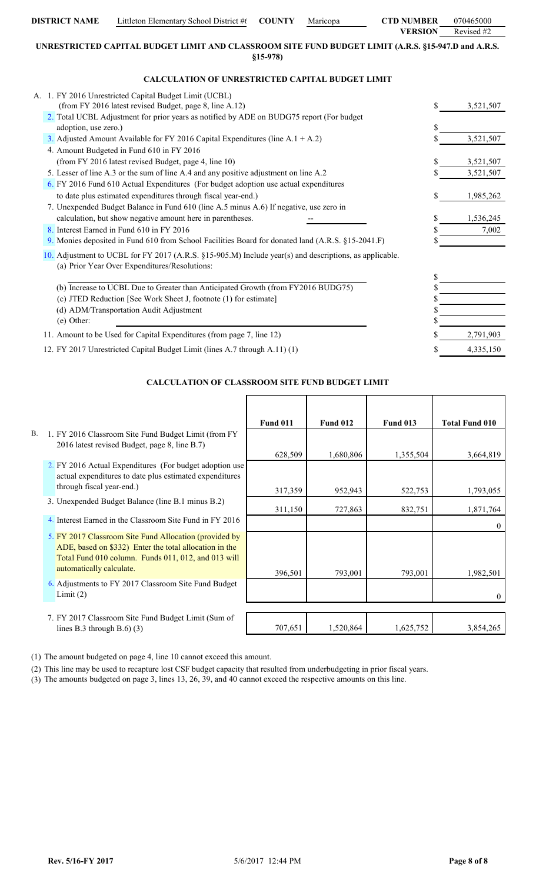| DISTRICT NAME | Littleton Elementary School District #( | COUNTY | Maricopa | CTD NUMBER | 070465000 |
|---|---|---|---|---|---|
| | | | | VERSION | Revised #2 |

## UNRESTRICTED CAPITAL BUDGET LIMIT AND CLASSROOM SITE FUND BUDGET LIMIT (A.R.S. §15-947.D and A.R.S. §15-978)

### CALCULATION OF UNRESTRICTED CAPITAL BUDGET LIMIT

| | | |
|---|---|---|
| A. | 1. FY 2016 Unrestricted Capital Budget Limit (UCBL) (from FY 2016 latest revised Budget, page 8, line A.12) | $ 3,521,507 |
| | 2. Total UCBL Adjustment for prior years as notified by ADE on BUDG75 report (For budget adoption, use zero.) | $ |
| | 3. Adjusted Amount Available for FY 2016 Capital Expenditures (line A.1 + A.2) | $ 3,521,507 |
| | 4. Amount Budgeted in Fund 610 in FY 2016 (from FY 2016 latest revised Budget, page 4, line 10) | $ 3,521,507 |
| | 5. Lesser of line A.3 or the sum of line A.4 and any positive adjustment on line A.2 | $ 3,521,507 |
| | 6. FY 2016 Fund 610 Actual Expenditures (For budget adoption use actual expenditures to date plus estimated expenditures through fiscal year-end.) | $ 1,985,262 |
| | 7. Unexpended Budget Balance in Fund 610 (line A.5 minus A.6) If negative, use zero in calculation, but show negative amount here in parentheses. -- | $ 1,536,245 |
| | 8. Interest Earned in Fund 610 in FY 2016 | $ 7,002 |
| | 9. Monies deposited in Fund 610 from School Facilities Board for donated land (A.R.S. §15-2041.F) | $ |
| | 10. Adjustment to UCBL for FY 2017 (A.R.S. §15-905.M) Include year(s) and descriptions, as applicable. | |
| | (a) Prior Year Over Expenditures/Resolutions: | $ |
| | (b) Increase to UCBL Due to Greater than Anticipated Growth (from FY2016 BUDG75) | $ |
| | (c) JTED Reduction [See Work Sheet J, footnote (1) for estimate] | $ |
| | (d) ADM/Transportation Audit Adjustment | $ |
| | (e) Other: | $ |
| | 11. Amount to be Used for Capital Expenditures (from page 7, line 12) | $ 2,791,903 |
| | 12. FY 2017 Unrestricted Capital Budget Limit (lines A.7 through A.11) (1) | $ 4,335,150 |

### CALCULATION OF CLASSROOM SITE FUND BUDGET LIMIT

| | Fund 011 | Fund 012 | Fund 013 | Total Fund 010 |
|---|---|---|---|---|
| B. 1. FY 2016 Classroom Site Fund Budget Limit (from FY 2016 latest revised Budget, page 8, line B.7) | 628,509 | 1,680,806 | 1,355,504 | 3,664,819 |
| 2. FY 2016 Actual Expenditures (For budget adoption use actual expenditures to date plus estimated expenditures through fiscal year-end.) | 317,359 | 952,943 | 522,753 | 1,793,055 |
| 3. Unexpended Budget Balance (line B.1 minus B.2) | 311,150 | 727,863 | 832,751 | 1,871,764 |
| 4. Interest Earned in the Classroom Site Fund in FY 2016 | | | | 0 |
| 5. FY 2017 Classroom Site Fund Allocation (provided by ADE, based on $332) Enter the total allocation in the Total Fund 010 column. Funds 011, 012, and 013 will automatically calculate. | 396,501 | 793,001 | 793,001 | 1,982,501 |
| 6. Adjustments to FY 2017 Classroom Site Fund Budget Limit (2) | | | | 0 |
| 7. FY 2017 Classroom Site Fund Budget Limit (Sum of lines B.3 through B.6) (3) | 707,651 | 1,520,864 | 1,625,752 | 3,854,265 |

(1) The amount budgeted on page 4, line 10 cannot exceed this amount.

(2) This line may be used to recapture lost CSF budget capacity that resulted from underbudgeting in prior fiscal years.

(3) The amounts budgeted on page 3, lines 13, 26, 39, and 40 cannot exceed the respective amounts on this line.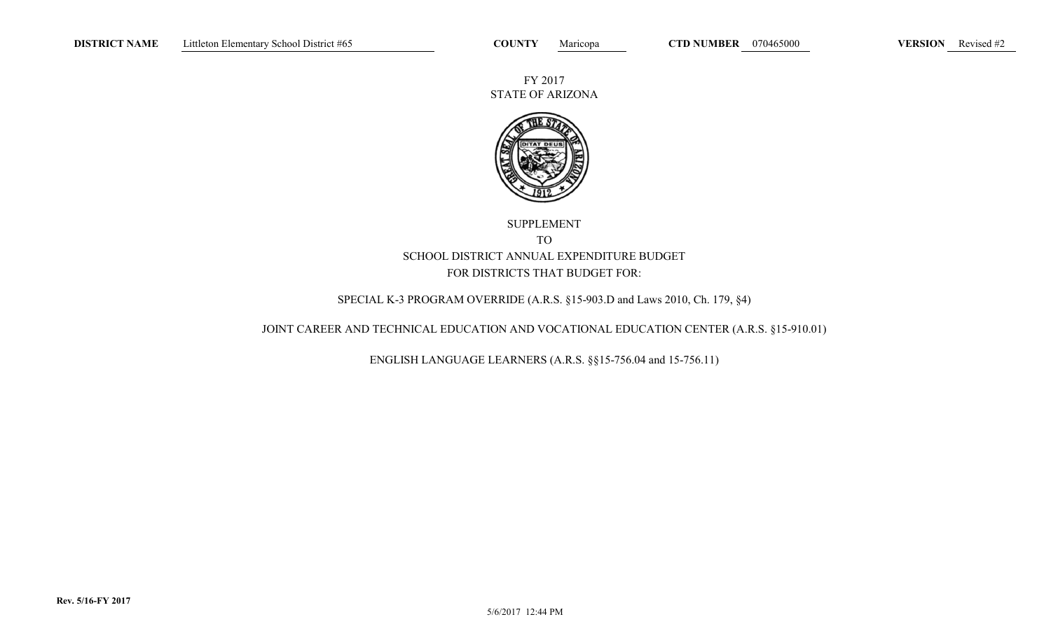**DISTRICT NAME** Littleton Elementary School District #65 **COUNTY** Maricopa **CTD NUMBER** 070465000 **VERSION** Revised #2

FY 2017
STATE OF ARIZONA

SUPPLEMENT
TO
SCHOOL DISTRICT ANNUAL EXPENDITURE BUDGET
FOR DISTRICTS THAT BUDGET FOR:

SPECIAL K-3 PROGRAM OVERRIDE (A.R.S. §15-903.D and Laws 2010, Ch. 179, §4)

JOINT CAREER AND TECHNICAL EDUCATION AND VOCATIONAL EDUCATION CENTER (A.R.S. §15-910.01)

ENGLISH LANGUAGE LEARNERS (A.R.S. §§15-756.04 and 15-756.11)

Rev. 5/16-FY 2017

5/6/2017 12:44 PM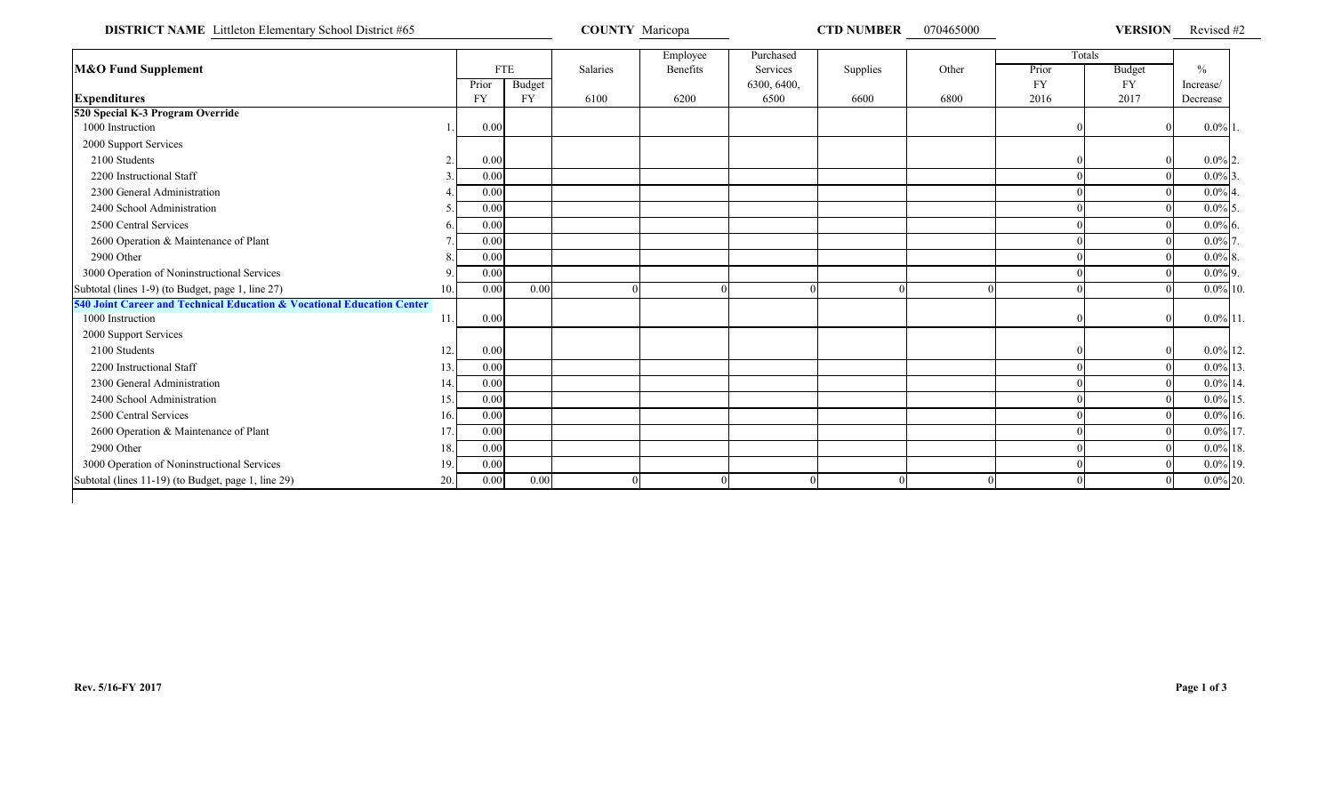**DISTRICT NAME** Littleton Elementary School District #65 **COUNTY** Maricopa **CTD NUMBER** 070465000 **VERSION** Revised #2

| M&O Fund Supplement | | FTE | | Salaries | Employee Benefits | Purchased Services | Supplies | Other | Totals | | % | |
|---|---|---|---|---|---|---|---|---|---|---|---|---|
| | | Prior | Budget | | | 6300, 6400, | | | Prior | Budget | Increase/ | |
| **Expenditures** | | FY | FY | 6100 | 6200 | 6500 | 6600 | 6800 | FY 2016 | FY 2017 | Decrease | |
| **520 Special K-3 Program Override** | | | | | | | | | | | | |
| 1000 Instruction | 1. | 0.00 | | | | | | | 0 | 0 | 0.0% | 1. |
| 2000 Support Services | | | | | | | | | | | | |
| 2100 Students | 2. | 0.00 | | | | | | | 0 | 0 | 0.0% | 2. |
| 2200 Instructional Staff | 3. | 0.00 | | | | | | | 0 | 0 | 0.0% | 3. |
| 2300 General Administration | 4. | 0.00 | | | | | | | 0 | 0 | 0.0% | 4. |
| 2400 School Administration | 5. | 0.00 | | | | | | | 0 | 0 | 0.0% | 5. |
| 2500 Central Services | 6. | 0.00 | | | | | | | 0 | 0 | 0.0% | 6. |
| 2600 Operation & Maintenance of Plant | 7. | 0.00 | | | | | | | 0 | 0 | 0.0% | 7. |
| 2900 Other | 8. | 0.00 | | | | | | | 0 | 0 | 0.0% | 8. |
| 3000 Operation of Noninstructional Services | 9. | 0.00 | | | | | | | 0 | 0 | 0.0% | 9. |
| Subtotal (lines 1-9) (to Budget, page 1, line 27) | 10. | 0.00 | 0.00 | 0 | 0 | 0 | 0 | 0 | 0 | 0 | 0.0% | 10. |
| **540 Joint Career and Technical Education & Vocational Education Center** | | | | | | | | | | | | |
| 1000 Instruction | 11. | 0.00 | | | | | | | 0 | 0 | 0.0% | 11. |
| 2000 Support Services | | | | | | | | | | | | |
| 2100 Students | 12. | 0.00 | | | | | | | 0 | 0 | 0.0% | 12. |
| 2200 Instructional Staff | 13. | 0.00 | | | | | | | 0 | 0 | 0.0% | 13. |
| 2300 General Administration | 14. | 0.00 | | | | | | | 0 | 0 | 0.0% | 14. |
| 2400 School Administration | 15. | 0.00 | | | | | | | 0 | 0 | 0.0% | 15. |
| 2500 Central Services | 16. | 0.00 | | | | | | | 0 | 0 | 0.0% | 16. |
| 2600 Operation & Maintenance of Plant | 17. | 0.00 | | | | | | | 0 | 0 | 0.0% | 17. |
| 2900 Other | 18. | 0.00 | | | | | | | 0 | 0 | 0.0% | 18. |
| 3000 Operation of Noninstructional Services | 19. | 0.00 | | | | | | | 0 | 0 | 0.0% | 19. |
| Subtotal (lines 11-19) (to Budget, page 1, line 29) | 20. | 0.00 | 0.00 | 0 | 0 | 0 | 0 | 0 | 0 | 0 | 0.0% | 20. |

Rev. 5/16-FY 2017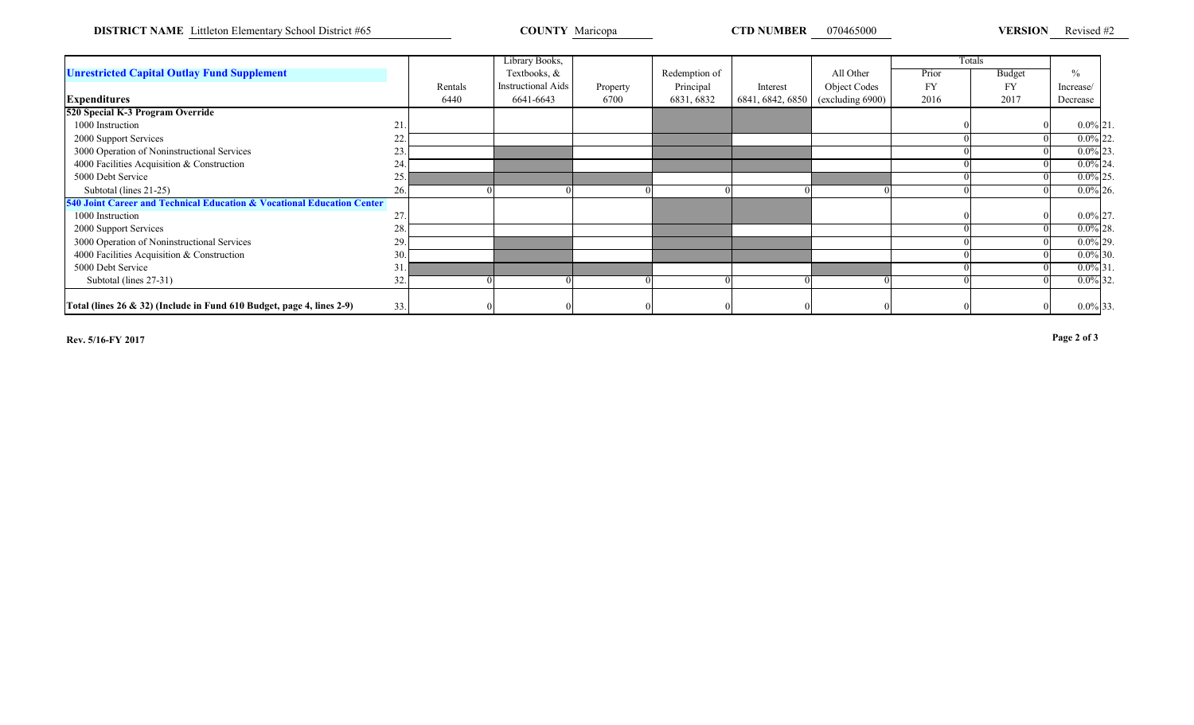**DISTRICT NAME** Littleton Elementary School District #65 **COUNTY** Maricopa **CTD NUMBER** 070465000 **VERSION** Revised #2

| Unrestricted Capital Outlay Fund Supplement | | Rentals | Library Books, Textbooks, & Instructional Aids | Property | Redemption of Principal | Interest | All Other Object Codes | Totals | | % |
|---|---|---|---|---|---|---|---|---|---|---|
| | | | | | | | | Prior FY | Budget FY | Increase/ |
| **Expenditures** | | 6440 | 6641-6643 | 6700 | 6831, 6832 | 6841, 6842, 6850 | (excluding 6900) | 2016 | 2017 | Decrease |
| **520 Special K-3 Program Override** | | | | | | | | | | |
| 1000 Instruction | 21. | | | | | | | 0 | 0 | 0.0% 21. |
| 2000 Support Services | 22. | | | | | | | 0 | 0 | 0.0% 22. |
| 3000 Operation of Noninstructional Services | 23. | | | | | | | 0 | 0 | 0.0% 23. |
| 4000 Facilities Acquisition & Construction | 24. | | | | | | | 0 | 0 | 0.0% 24. |
| 5000 Debt Service | 25. | | | | | | | 0 | 0 | 0.0% 25. |
| Subtotal (lines 21-25) | 26. | 0 | 0 | 0 | 0 | 0 | 0 | 0 | 0 | 0.0% 26. |
| **540 Joint Career and Technical Education & Vocational Education Center** | | | | | | | | | | |
| 1000 Instruction | 27. | | | | | | | 0 | 0 | 0.0% 27. |
| 2000 Support Services | 28. | | | | | | | 0 | 0 | 0.0% 28. |
| 3000 Operation of Noninstructional Services | 29. | | | | | | | 0 | 0 | 0.0% 29. |
| 4000 Facilities Acquisition & Construction | 30. | | | | | | | 0 | 0 | 0.0% 30. |
| 5000 Debt Service | 31. | | | | | | | 0 | 0 | 0.0% 31. |
| Subtotal (lines 27-31) | 32. | 0 | 0 | 0 | 0 | 0 | 0 | 0 | 0 | 0.0% 32. |
| **Total (lines 26 & 32) (Include in Fund 610 Budget, page 4, lines 2-9)** | 33. | 0 | 0 | 0 | 0 | 0 | 0 | 0 | 0 | 0.0% 33. |

**Rev. 5/16-FY 2017**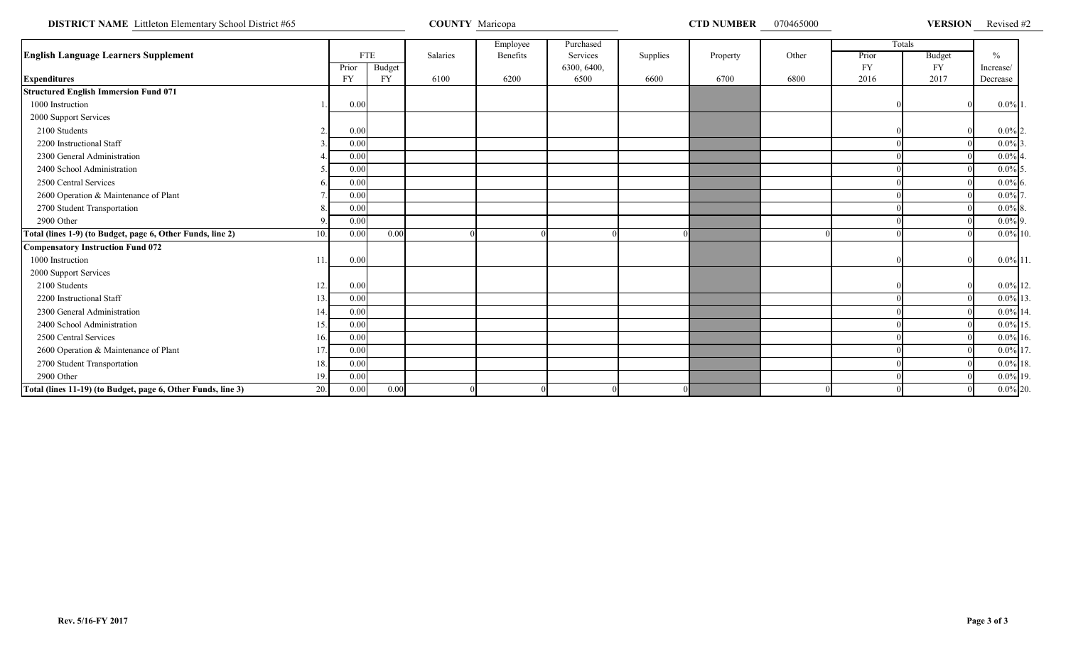**DISTRICT NAME** Littleton Elementary School District #65 **COUNTY** Maricopa **CTD NUMBER** 070465000 **VERSION** Revised #2

| **English Language Learners Supplement** | | FTE | | Salaries | Employee Benefits | Purchased Services | Supplies | Property | Other | Totals | | % | |
|---|---|---|---|---|---|---|---|---|---|---|---|---|---|
| | | Prior | Budget | | | 6300, 6400, | | | | Prior | Budget | Increase/ | |
| **Expenditures** | | FY | FY | 6100 | 6200 | 6500 | 6600 | 6700 | 6800 | FY 2016 | FY 2017 | Decrease | |
| **Structured English Immersion Fund 071** | | | | | | | | | | | | | |
| 1000 Instruction | 1. | 0.00 | | | | | | | | 0 | 0 | 0.0% | 1. |
| 2000 Support Services | | | | | | | | | | | | | |
| 2100 Students | 2. | 0.00 | | | | | | | | 0 | 0 | 0.0% | 2. |
| 2200 Instructional Staff | 3. | 0.00 | | | | | | | | 0 | 0 | 0.0% | 3. |
| 2300 General Administration | 4. | 0.00 | | | | | | | | 0 | 0 | 0.0% | 4. |
| 2400 School Administration | 5. | 0.00 | | | | | | | | 0 | 0 | 0.0% | 5. |
| 2500 Central Services | 6. | 0.00 | | | | | | | | 0 | 0 | 0.0% | 6. |
| 2600 Operation & Maintenance of Plant | 7. | 0.00 | | | | | | | | 0 | 0 | 0.0% | 7. |
| 2700 Student Transportation | 8. | 0.00 | | | | | | | | 0 | 0 | 0.0% | 8. |
| 2900 Other | 9. | 0.00 | | | | | | | | 0 | 0 | 0.0% | 9. |
| **Total (lines 1-9) (to Budget, page 6, Other Funds, line 2)** | 10. | 0.00 | 0.00 | 0 | 0 | 0 | 0 | | 0 | 0 | 0 | 0.0% | 10. |
| **Compensatory Instruction Fund 072** | | | | | | | | | | | | | |
| 1000 Instruction | 11. | 0.00 | | | | | | | | 0 | 0 | 0.0% | 11. |
| 2000 Support Services | | | | | | | | | | | | | |
| 2100 Students | 12. | 0.00 | | | | | | | | 0 | 0 | 0.0% | 12. |
| 2200 Instructional Staff | 13. | 0.00 | | | | | | | | 0 | 0 | 0.0% | 13. |
| 2300 General Administration | 14. | 0.00 | | | | | | | | 0 | 0 | 0.0% | 14. |
| 2400 School Administration | 15. | 0.00 | | | | | | | | 0 | 0 | 0.0% | 15. |
| 2500 Central Services | 16. | 0.00 | | | | | | | | 0 | 0 | 0.0% | 16. |
| 2600 Operation & Maintenance of Plant | 17. | 0.00 | | | | | | | | 0 | 0 | 0.0% | 17. |
| 2700 Student Transportation | 18. | 0.00 | | | | | | | | 0 | 0 | 0.0% | 18. |
| 2900 Other | 19. | 0.00 | | | | | | | | 0 | 0 | 0.0% | 19. |
| **Total (lines 11-19) (to Budget, page 6, Other Funds, line 3)** | 20. | 0.00 | 0.00 | 0 | 0 | 0 | 0 | | 0 | 0 | 0 | 0.0% | 20. |

**Rev. 5/16-FY 2017**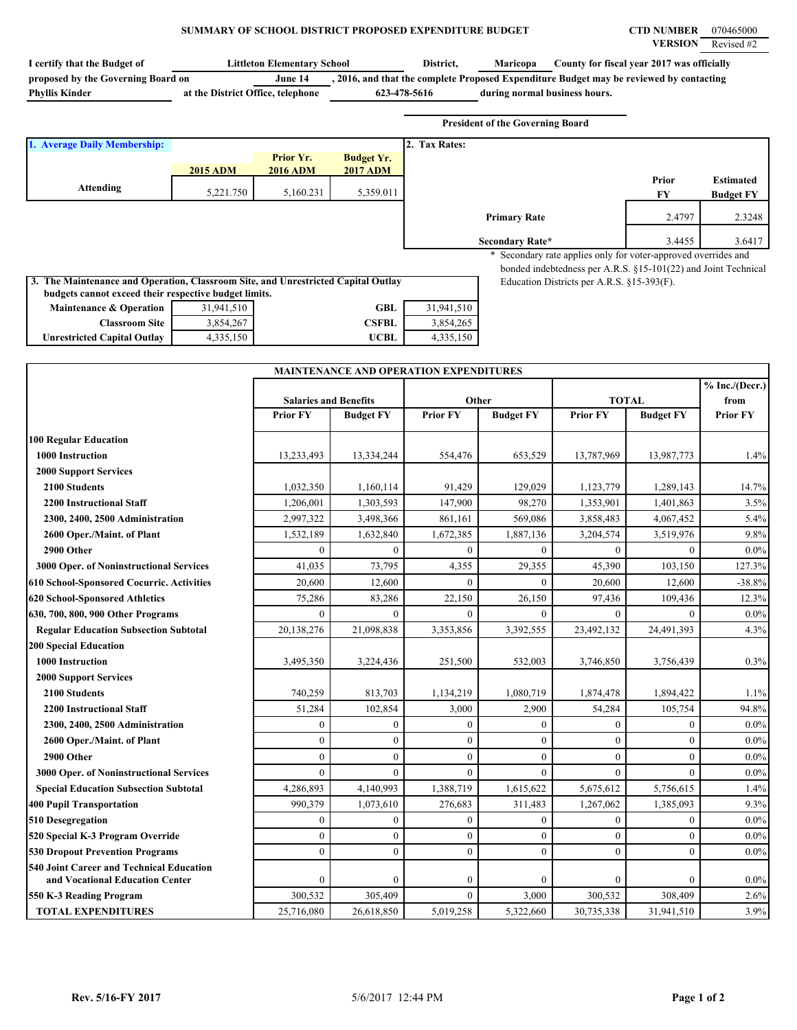# SUMMARY OF SCHOOL DISTRICT PROPOSED EXPENDITURE BUDGET

**CTD NUMBER** 070465000
**VERSION** Revised #2

**I certify that the Budget of** Littleton Elementary School **District,** Maricopa **County for fiscal year 2017 was officially proposed by the Governing Board on** June 14**, 2016, and that the complete Proposed Expenditure Budget may be reviewed by contacting** Phyllis Kinder **at the District Office, telephone** 623-478-5616 **during normal business hours.**

**President of the Governing Board**

**1. Average Daily Membership:**

| | 2015 ADM | Prior Yr. 2016 ADM | Budget Yr. 2017 ADM |
|---|---|---|---|
| Attending | 5,221.750 | 5,160.231 | 5,359.011 |

**2. Tax Rates:**

| | Prior FY | Estimated Budget FY |
|---|---|---|
| Primary Rate | 2.4797 | 2.3248 |
| Secondary Rate* | 3.4455 | 3.6417 |

\* Secondary rate applies only for voter-approved overrides and bonded indebtedness per A.R.S. §15-101(22) and Joint Technical Education Districts per A.R.S. §15-393(F).

**3. The Maintenance and Operation, Classroom Site, and Unrestricted Capital Outlay budgets cannot exceed their respective budget limits.**

| | | | |
|---|---|---|---|
| Maintenance & Operation | 31,941,510 | GBL | 31,941,510 |
| Classroom Site | 3,854,267 | CSFBL | 3,854,265 |
| Unrestricted Capital Outlay | 4,335,150 | UCBL | 4,335,150 |

**MAINTENANCE AND OPERATION EXPENDITURES**

| | Salaries and Benefits | | Other | | TOTAL | | % Inc./(Decr.) from |
|---|---|---|---|---|---|---|---|
| | Prior FY | Budget FY | Prior FY | Budget FY | Prior FY | Budget FY | Prior FY |
| **100 Regular Education** | | | | | | | |
| **1000 Instruction** | 13,233,493 | 13,334,244 | 554,476 | 653,529 | 13,787,969 | 13,987,773 | 1.4% |
| **2000 Support Services** | | | | | | | |
| **2100 Students** | 1,032,350 | 1,160,114 | 91,429 | 129,029 | 1,123,779 | 1,289,143 | 14.7% |
| **2200 Instructional Staff** | 1,206,001 | 1,303,593 | 147,900 | 98,270 | 1,353,901 | 1,401,863 | 3.5% |
| **2300, 2400, 2500 Administration** | 2,997,322 | 3,498,366 | 861,161 | 569,086 | 3,858,483 | 4,067,452 | 5.4% |
| **2600 Oper./Maint. of Plant** | 1,532,189 | 1,632,840 | 1,672,385 | 1,887,136 | 3,204,574 | 3,519,976 | 9.8% |
| **2900 Other** | 0 | 0 | 0 | 0 | 0 | 0 | 0.0% |
| **3000 Oper. of Noninstructional Services** | 41,035 | 73,795 | 4,355 | 29,355 | 45,390 | 103,150 | 127.3% |
| **610 School-Sponsored Cocurric. Activities** | 20,600 | 12,600 | 0 | 0 | 20,600 | 12,600 | -38.8% |
| **620 School-Sponsored Athletics** | 75,286 | 83,286 | 22,150 | 26,150 | 97,436 | 109,436 | 12.3% |
| **630, 700, 800, 900 Other Programs** | 0 | 0 | 0 | 0 | 0 | 0 | 0.0% |
| **Regular Education Subsection Subtotal** | 20,138,276 | 21,098,838 | 3,353,856 | 3,392,555 | 23,492,132 | 24,491,393 | 4.3% |
| **200 Special Education** | | | | | | | |
| **1000 Instruction** | 3,495,350 | 3,224,436 | 251,500 | 532,003 | 3,746,850 | 3,756,439 | 0.3% |
| **2000 Support Services** | | | | | | | |
| **2100 Students** | 740,259 | 813,703 | 1,134,219 | 1,080,719 | 1,874,478 | 1,894,422 | 1.1% |
| **2200 Instructional Staff** | 51,284 | 102,854 | 3,000 | 2,900 | 54,284 | 105,754 | 94.8% |
| **2300, 2400, 2500 Administration** | 0 | 0 | 0 | 0 | 0 | 0 | 0.0% |
| **2600 Oper./Maint. of Plant** | 0 | 0 | 0 | 0 | 0 | 0 | 0.0% |
| **2900 Other** | 0 | 0 | 0 | 0 | 0 | 0 | 0.0% |
| **3000 Oper. of Noninstructional Services** | 0 | 0 | 0 | 0 | 0 | 0 | 0.0% |
| **Special Education Subsection Subtotal** | 4,286,893 | 4,140,993 | 1,388,719 | 1,615,622 | 5,675,612 | 5,756,615 | 1.4% |
| **400 Pupil Transportation** | 990,379 | 1,073,610 | 276,683 | 311,483 | 1,267,062 | 1,385,093 | 9.3% |
| **510 Desegregation** | 0 | 0 | 0 | 0 | 0 | 0 | 0.0% |
| **520 Special K-3 Program Override** | 0 | 0 | 0 | 0 | 0 | 0 | 0.0% |
| **530 Dropout Prevention Programs** | 0 | 0 | 0 | 0 | 0 | 0 | 0.0% |
| **540 Joint Career and Technical Education and Vocational Education Center** | 0 | 0 | 0 | 0 | 0 | 0 | 0.0% |
| **550 K-3 Reading Program** | 300,532 | 305,409 | 0 | 3,000 | 300,532 | 308,409 | 2.6% |
| **TOTAL EXPENDITURES** | 25,716,080 | 26,618,850 | 5,019,258 | 5,322,660 | 30,735,338 | 31,941,510 | 3.9% |

Rev. 5/16-FY 2017 5/6/2017 12:44 PM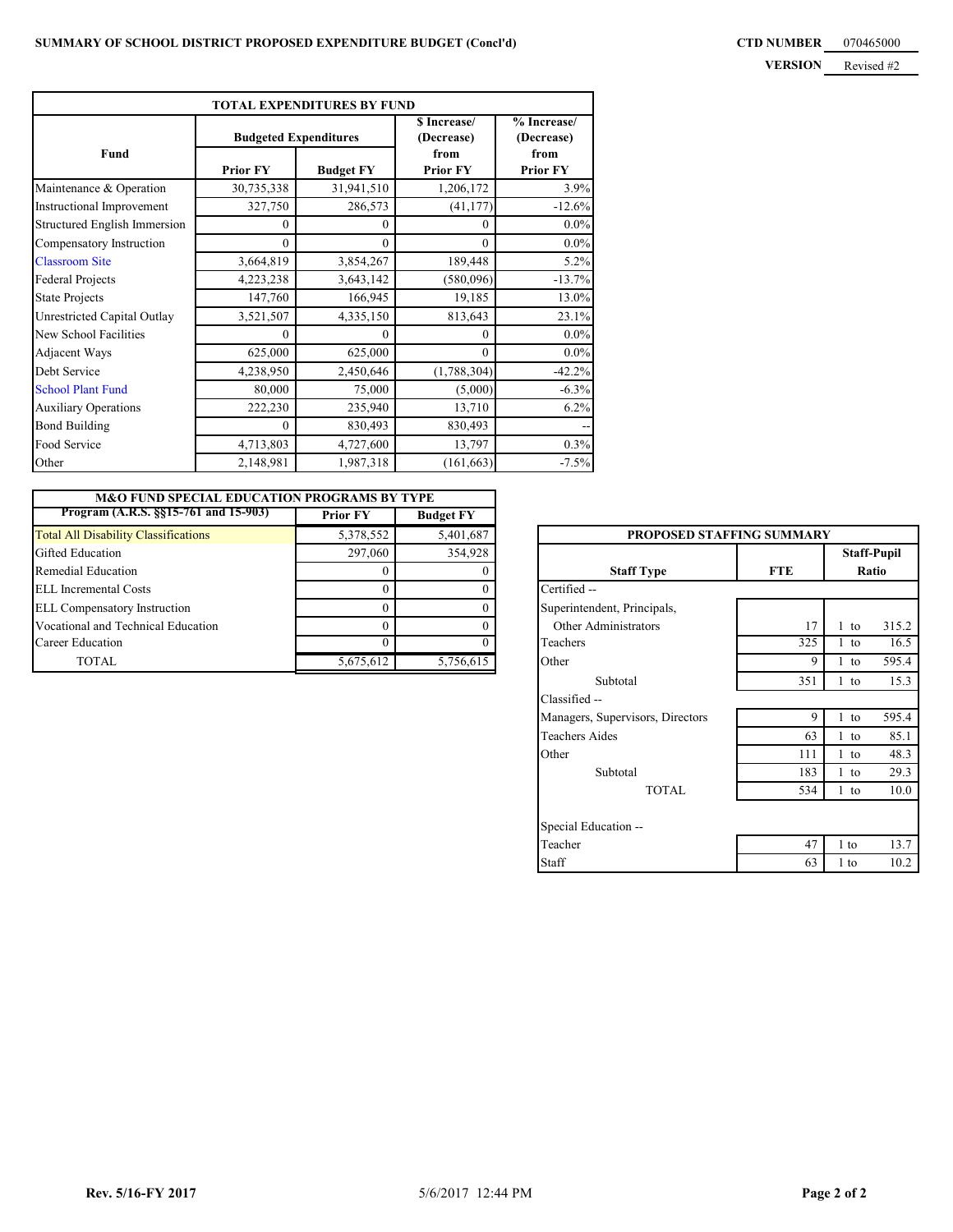**SUMMARY OF SCHOOL DISTRICT PROPOSED EXPENDITURE BUDGET (Concl'd)**

**CTD NUMBER** 070465000

**VERSION** Revised #2

| TOTAL EXPENDITURES BY FUND | | | | |
|---|---|---|---|---|
| Fund | Budgeted Expenditures | | $ Increase/ (Decrease) from Prior FY | % Increase/ (Decrease) from Prior FY |
| | Prior FY | Budget FY | | |
| Maintenance & Operation | 30,735,338 | 31,941,510 | 1,206,172 | 3.9% |
| Instructional Improvement | 327,750 | 286,573 | (41,177) | -12.6% |
| Structured English Immersion | 0 | 0 | 0 | 0.0% |
| Compensatory Instruction | 0 | 0 | 0 | 0.0% |
| Classroom Site | 3,664,819 | 3,854,267 | 189,448 | 5.2% |
| Federal Projects | 4,223,238 | 3,643,142 | (580,096) | -13.7% |
| State Projects | 147,760 | 166,945 | 19,185 | 13.0% |
| Unrestricted Capital Outlay | 3,521,507 | 4,335,150 | 813,643 | 23.1% |
| New School Facilities | 0 | 0 | 0 | 0.0% |
| Adjacent Ways | 625,000 | 625,000 | 0 | 0.0% |
| Debt Service | 4,238,950 | 2,450,646 | (1,788,304) | -42.2% |
| School Plant Fund | 80,000 | 75,000 | (5,000) | -6.3% |
| Auxiliary Operations | 222,230 | 235,940 | 13,710 | 6.2% |
| Bond Building | 0 | 830,493 | 830,493 | -- |
| Food Service | 4,713,803 | 4,727,600 | 13,797 | 0.3% |
| Other | 2,148,981 | 1,987,318 | (161,663) | -7.5% |

| M&O FUND SPECIAL EDUCATION PROGRAMS BY TYPE | | |
|---|---|---|
| Program (A.R.S. §§15-761 and 15-903) | Prior FY | Budget FY |
| Total All Disability Classifications | 5,378,552 | 5,401,687 |
| Gifted Education | 297,060 | 354,928 |
| Remedial Education | 0 | 0 |
| ELL Incremental Costs | 0 | 0 |
| ELL Compensatory Instruction | 0 | 0 |
| Vocational and Technical Education | 0 | 0 |
| Career Education | 0 | 0 |
| TOTAL | 5,675,612 | 5,756,615 |

| PROPOSED STAFFING SUMMARY | | |
|---|---|---|
| Staff Type | FTE | Staff-Pupil Ratio |
| Certified -- | | |
| Superintendent, Principals, Other Administrators | 17 | 1 to 315.2 |
| Teachers | 325 | 1 to 16.5 |
| Other | 9 | 1 to 595.4 |
| Subtotal | 351 | 1 to 15.3 |
| Classified -- | | |
| Managers, Supervisors, Directors | 9 | 1 to 595.4 |
| Teachers Aides | 63 | 1 to 85.1 |
| Other | 111 | 1 to 48.3 |
| Subtotal | 183 | 1 to 29.3 |
| TOTAL | 534 | 1 to 10.0 |
| Special Education -- | | |
| Teacher | 47 | 1 to 13.7 |
| Staff | 63 | 1 to 10.2 |

Rev. 5/16-FY 2017 5/6/2017 12:44 PM